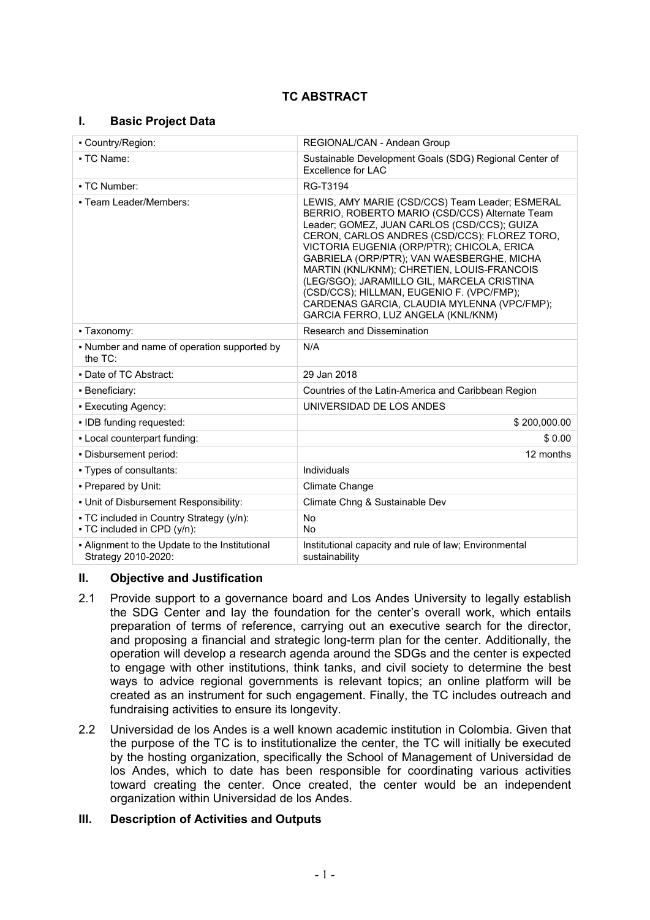# TC ABSTRACT

## I. Basic Project Data

| | |
|---|---|
| ▪ Country/Region: | REGIONAL/CAN - Andean Group |
| ▪ TC Name: | Sustainable Development Goals (SDG) Regional Center of Excellence for LAC |
| ▪ TC Number: | RG-T3194 |
| ▪ Team Leader/Members: | LEWIS, AMY MARIE (CSD/CCS) Team Leader; ESMERAL BERRIO, ROBERTO MARIO (CSD/CCS) Alternate Team Leader; GOMEZ, JUAN CARLOS (CSD/CCS); GUIZA CERON, CARLOS ANDRES (CSD/CCS); FLOREZ TORO, VICTORIA EUGENIA (ORP/PTR); CHICOLA, ERICA GABRIELA (ORP/PTR); VAN WAESBERGHE, MICHA MARTIN (KNL/KNM); CHRETIEN, LOUIS-FRANCOIS (LEG/SGO); JARAMILLO GIL, MARCELA CRISTINA (CSD/CCS); HILLMAN, EUGENIO F. (VPC/FMP); CARDENAS GARCIA, CLAUDIA MYLENNA (VPC/FMP); GARCIA FERRO, LUZ ANGELA (KNL/KNM) |
| ▪ Taxonomy: | Research and Dissemination |
| ▪ Number and name of operation supported by the TC: | N/A |
| ▪ Date of TC Abstract: | 29 Jan 2018 |
| ▪ Beneficiary: | Countries of the Latin-America and Caribbean Region |
| ▪ Executing Agency: | UNIVERSIDAD DE LOS ANDES |
| ▪ IDB funding requested: | $ 200,000.00 |
| ▪ Local counterpart funding: | $ 0.00 |
| ▪ Disbursement period: | 12 months |
| ▪ Types of consultants: | Individuals |
| ▪ Prepared by Unit: | Climate Change |
| ▪ Unit of Disbursement Responsibility: | Climate Chng & Sustainable Dev |
| ▪ TC included in Country Strategy (y/n):<br>▪ TC included in CPD (y/n): | No<br>No |
| ▪ Alignment to the Update to the Institutional Strategy 2010-2020: | Institutional capacity and rule of law; Environmental sustainability |

## II. Objective and Justification

2.1 Provide support to a governance board and Los Andes University to legally establish the SDG Center and lay the foundation for the center's overall work, which entails preparation of terms of reference, carrying out an executive search for the director, and proposing a financial and strategic long-term plan for the center. Additionally, the operation will develop a research agenda around the SDGs and the center is expected to engage with other institutions, think tanks, and civil society to determine the best ways to advice regional governments is relevant topics; an online platform will be created as an instrument for such engagement. Finally, the TC includes outreach and fundraising activities to ensure its longevity.

2.2 Universidad de los Andes is a well known academic institution in Colombia. Given that the purpose of the TC is to institutionalize the center, the TC will initially be executed by the hosting organization, specifically the School of Management of Universidad de los Andes, which to date has been responsible for coordinating various activities toward creating the center. Once created, the center would be an independent organization within Universidad de los Andes.

## III. Description of Activities and Outputs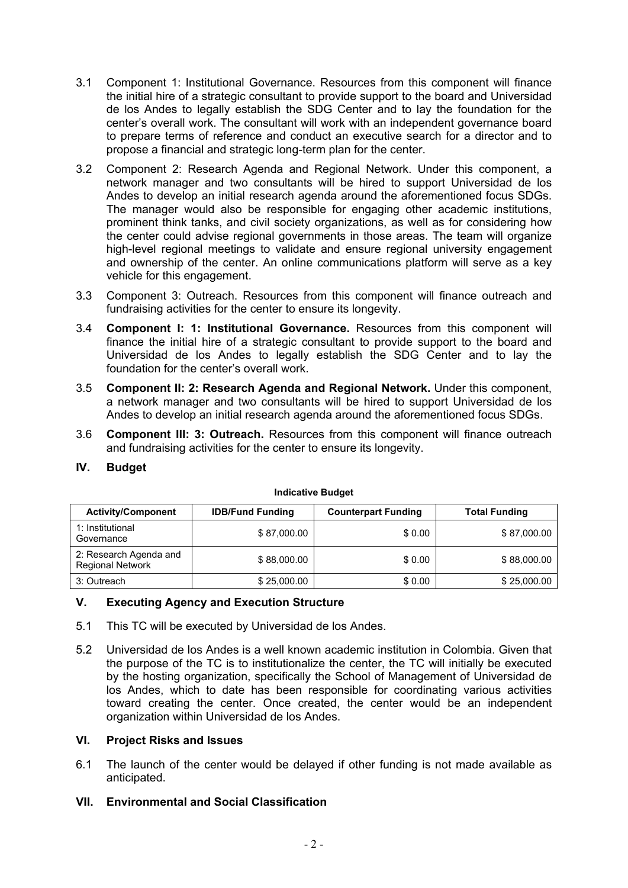3.1 Component 1: Institutional Governance. Resources from this component will finance the initial hire of a strategic consultant to provide support to the board and Universidad de los Andes to legally establish the SDG Center and to lay the foundation for the center's overall work. The consultant will work with an independent governance board to prepare terms of reference and conduct an executive search for a director and to propose a financial and strategic long-term plan for the center.

3.2 Component 2: Research Agenda and Regional Network. Under this component, a network manager and two consultants will be hired to support Universidad de los Andes to develop an initial research agenda around the aforementioned focus SDGs. The manager would also be responsible for engaging other academic institutions, prominent think tanks, and civil society organizations, as well as for considering how the center could advise regional governments in those areas. The team will organize high-level regional meetings to validate and ensure regional university engagement and ownership of the center. An online communications platform will serve as a key vehicle for this engagement.

3.3 Component 3: Outreach. Resources from this component will finance outreach and fundraising activities for the center to ensure its longevity.

3.4 **Component I: 1: Institutional Governance.** Resources from this component will finance the initial hire of a strategic consultant to provide support to the board and Universidad de los Andes to legally establish the SDG Center and to lay the foundation for the center's overall work.

3.5 **Component II: 2: Research Agenda and Regional Network.** Under this component, a network manager and two consultants will be hired to support Universidad de los Andes to develop an initial research agenda around the aforementioned focus SDGs.

3.6 **Component III: 3: Outreach.** Resources from this component will finance outreach and fundraising activities for the center to ensure its longevity.

## IV. Budget

**Indicative Budget**

| Activity/Component | IDB/Fund Funding | Counterpart Funding | Total Funding |
|---|---|---|---|
| 1: Institutional Governance | $ 87,000.00 | $ 0.00 | $ 87,000.00 |
| 2: Research Agenda and Regional Network | $ 88,000.00 | $ 0.00 | $ 88,000.00 |
| 3: Outreach | $ 25,000.00 | $ 0.00 | $ 25,000.00 |

## V. Executing Agency and Execution Structure

5.1 This TC will be executed by Universidad de los Andes.

5.2 Universidad de los Andes is a well known academic institution in Colombia. Given that the purpose of the TC is to institutionalize the center, the TC will initially be executed by the hosting organization, specifically the School of Management of Universidad de los Andes, which to date has been responsible for coordinating various activities toward creating the center. Once created, the center would be an independent organization within Universidad de los Andes.

## VI. Project Risks and Issues

6.1 The launch of the center would be delayed if other funding is not made available as anticipated.

## VII. Environmental and Social Classification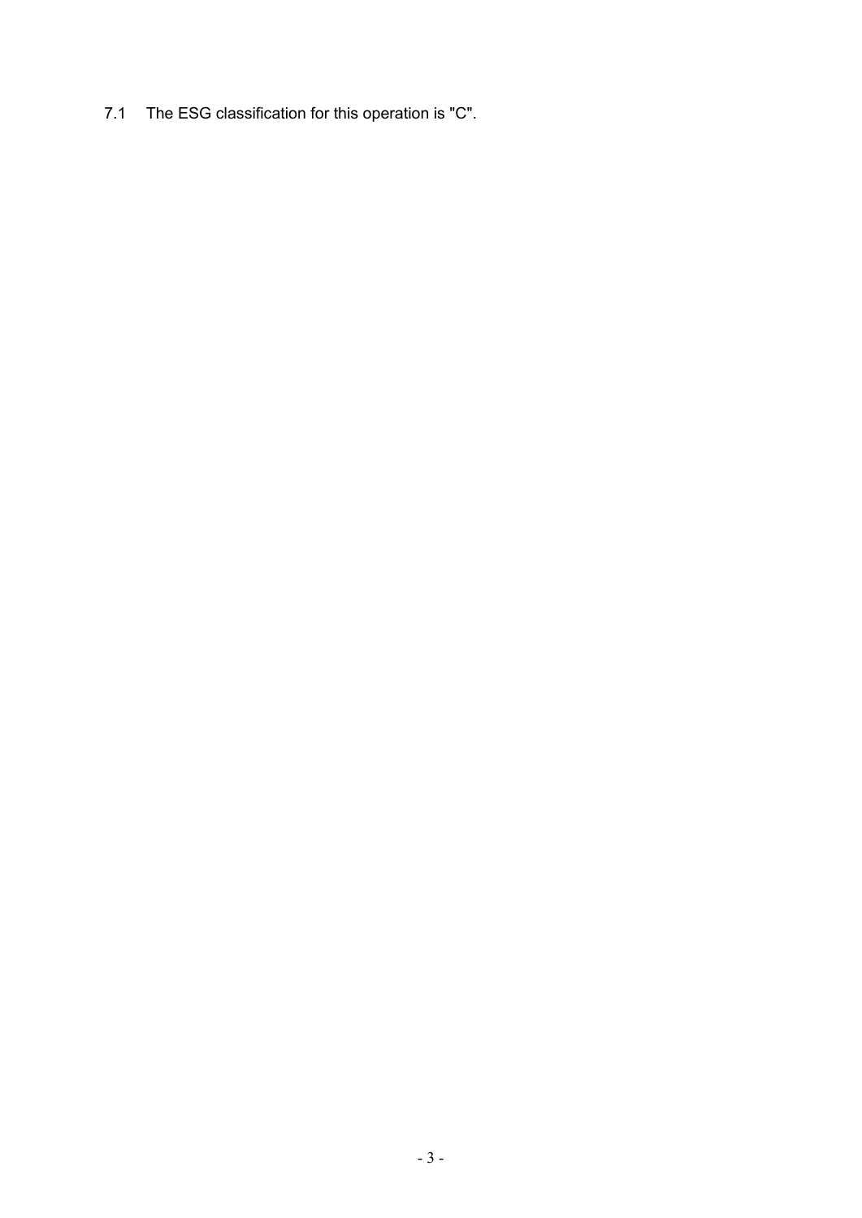7.1 The ESG classification for this operation is "C".